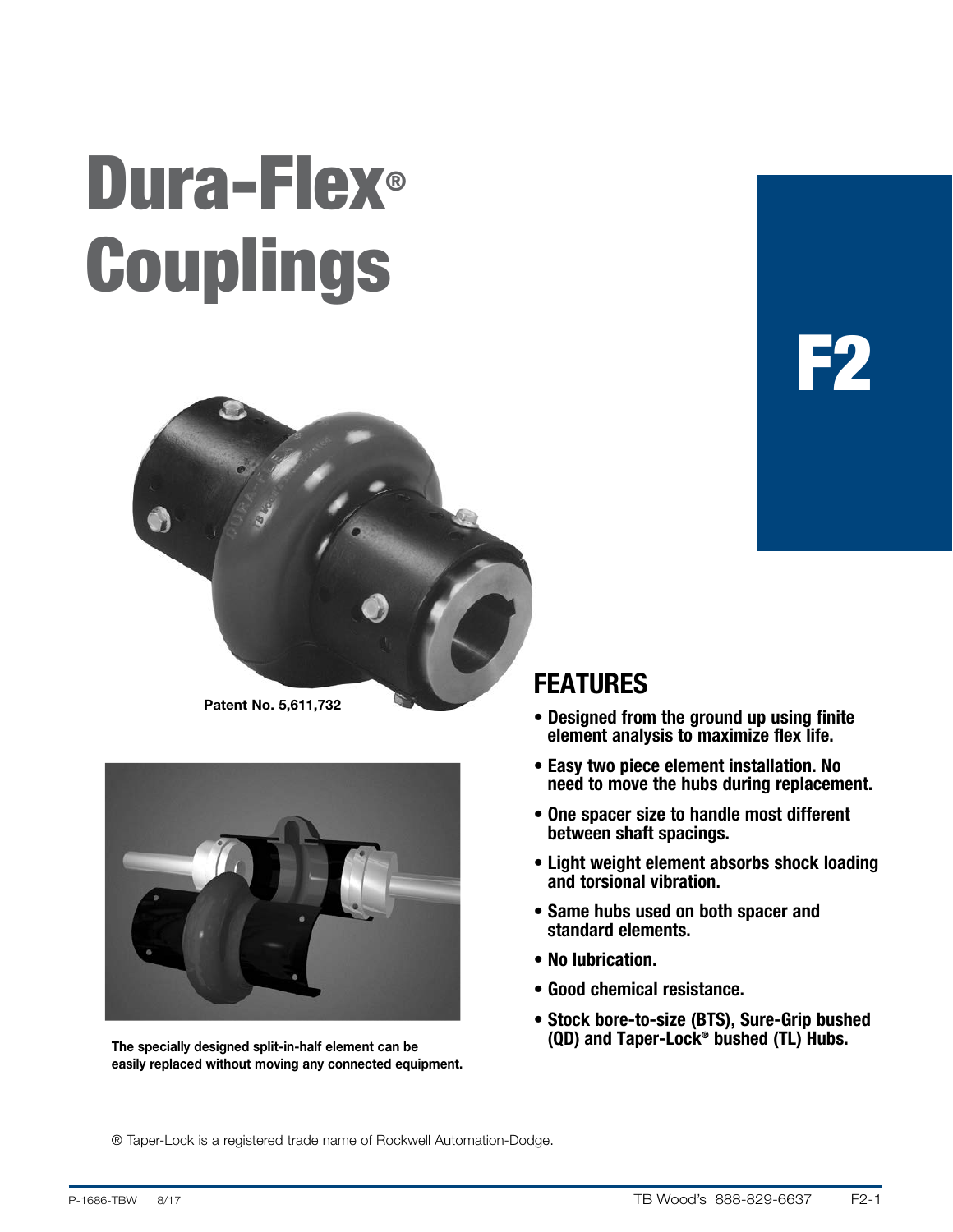# Dura-Flex® Couplings

F2

Patent No. 5,611,732

The specially designed split-in-half element can be easily replaced without moving any connected equipment.

## FEATURES

- Designed from the ground up using finite element analysis to maximize flex life.
- Easy two piece element installation. No need to move the hubs during replacement.
- One spacer size to handle most different between shaft spacings.
- Light weight element absorbs shock loading and torsional vibration.
- Same hubs used on both spacer and standard elements.
- No lubrication.
- Good chemical resistance.
- Stock bore-to-size (BTS), Sure-Grip bushed (QD) and Taper-Lock® bushed (TL) Hubs.

® Taper-Lock is a registered trade name of Rockwell Automation-Dodge.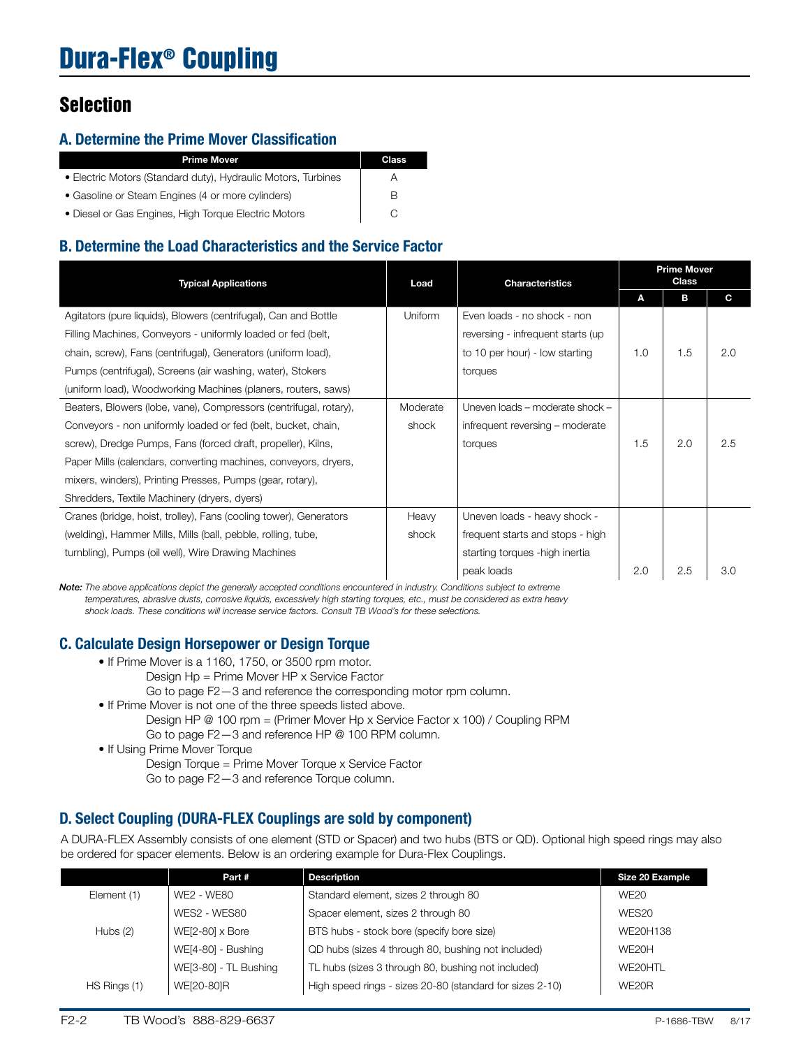# Dura-Flex® Coupling

## Selection

### A. Determine the Prime Mover Classification

| Prime Mover | Class |
|---|---|
| • Electric Motors (Standard duty), Hydraulic Motors, Turbines | A |
| • Gasoline or Steam Engines (4 or more cylinders) | B |
| • Diesel or Gas Engines, High Torque Electric Motors | C |

### B. Determine the Load Characteristics and the Service Factor

| Typical Applications | Load | Characteristics | Prime Mover Class | | |
|---|---|---|---|---|---|
| | | | A | B | C |
| Agitators (pure liquids), Blowers (centrifugal), Can and Bottle Filling Machines, Conveyors - uniformly loaded or fed (belt, chain, screw), Fans (centrifugal), Generators (uniform load), Pumps (centrifugal), Screens (air washing, water), Stokers (uniform load), Woodworking Machines (planers, routers, saws) | Uniform | Even loads - no shock - non reversing - infrequent starts (up to 10 per hour) - low starting torques | 1.0 | 1.5 | 2.0 |
| Beaters, Blowers (lobe, vane), Compressors (centrifugal, rotary), Conveyors - non uniformly loaded or fed (belt, bucket, chain, screw), Dredge Pumps, Fans (forced draft, propeller), Kilns, Paper Mills (calendars, converting machines, conveyors, dryers, mixers, winders), Printing Presses, Pumps (gear, rotary), Shredders, Textile Machinery (dryers, dyers) | Moderate shock | Uneven loads – moderate shock – infrequent reversing – moderate torques | 1.5 | 2.0 | 2.5 |
| Cranes (bridge, hoist, trolley), Fans (cooling tower), Generators (welding), Hammer Mills, Mills (ball, pebble, rolling, tube, tumbling), Pumps (oil well), Wire Drawing Machines | Heavy shock | Uneven loads - heavy shock - frequent starts and stops - high starting torques -high inertia peak loads | 2.0 | 2.5 | 3.0 |

***Note:*** *The above applications depict the generally accepted conditions encountered in industry. Conditions subject to extreme temperatures, abrasive dusts, corrosive liquids, excessively high starting torques, etc., must be considered as extra heavy shock loads. These conditions will increase service factors. Consult TB Wood's for these selections.*

### C. Calculate Design Horsepower or Design Torque

- If Prime Mover is a 1160, 1750, or 3500 rpm motor.
  - Design Hp = Prime Mover HP x Service Factor
  - Go to page F2—3 and reference the corresponding motor rpm column.
- If Prime Mover is not one of the three speeds listed above.
  - Design HP @ 100 rpm = (Primer Mover Hp x Service Factor x 100) / Coupling RPM
  - Go to page F2—3 and reference HP @ 100 RPM column.
- If Using Prime Mover Torque
  - Design Torque = Prime Mover Torque x Service Factor
  - Go to page F2—3 and reference Torque column.

### D. Select Coupling (DURA-FLEX Couplings are sold by component)

A DURA-FLEX Assembly consists of one element (STD or Spacer) and two hubs (BTS or QD). Optional high speed rings may also be ordered for spacer elements. Below is an ordering example for Dura-Flex Couplings.

| | Part # | Description | Size 20 Example |
|---|---|---|---|
| Element (1) | WE2 - WE80 | Standard element, sizes 2 through 80 | WE20 |
| | WES2 - WES80 | Spacer element, sizes 2 through 80 | WES20 |
| Hubs (2) | WE[2-80] x Bore | BTS hubs - stock bore (specify bore size) | WE20H138 |
| | WE[4-80] - Bushing | QD hubs (sizes 4 through 80, bushing not included) | WE20H |
| | WE[3-80] - TL Bushing | TL hubs (sizes 3 through 80, bushing not included) | WE20HTL |
| HS Rings (1) | WE[20-80]R | High speed rings - sizes 20-80 (standard for sizes 2-10) | WE20R |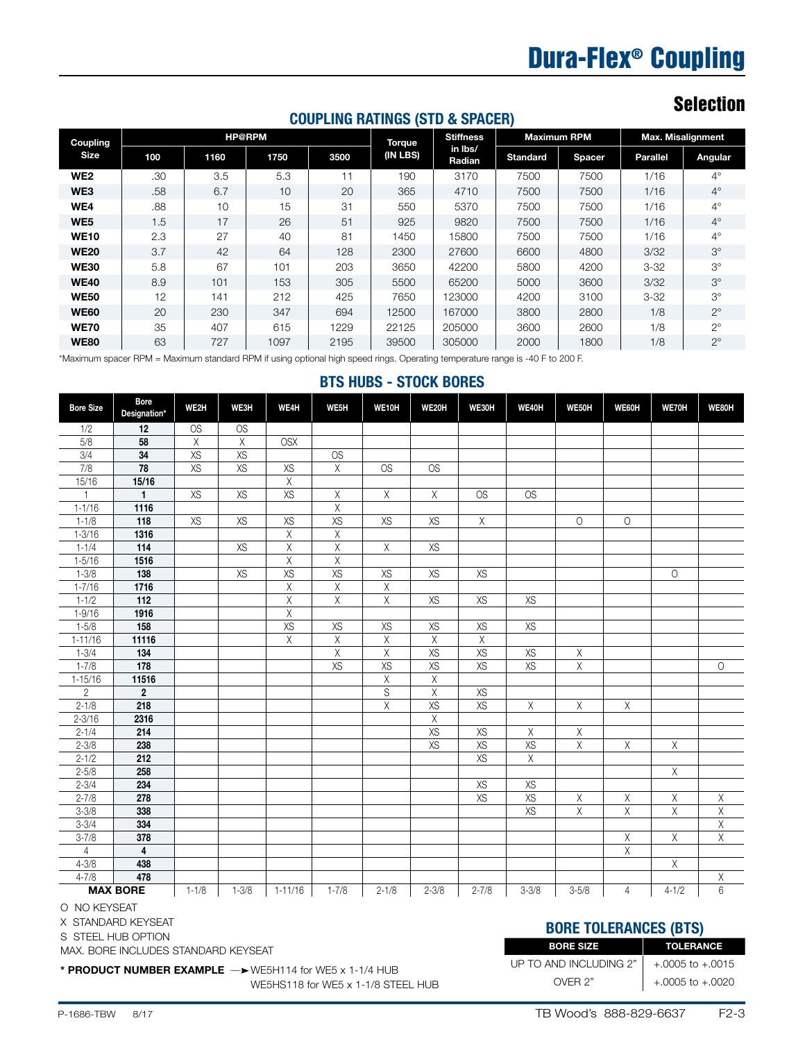# Dura-Flex® Coupling

## Selection

### COUPLING RATINGS (STD & SPACER)

| Coupling Size | HP@RPM | | | | Torque (IN LBS) | Stiffness in lbs/ Radian | Maximum RPM | | Max. Misalignment | |
|---|---|---|---|---|---|---|---|---|---|---|
| | 100 | 1160 | 1750 | 3500 | | | Standard | Spacer | Parallel | Angular |
| **WE2** | .30 | 3.5 | 5.3 | 11 | 190 | 3170 | 7500 | 7500 | 1/16 | 4° |
| **WE3** | .58 | 6.7 | 10 | 20 | 365 | 4710 | 7500 | 7500 | 1/16 | 4° |
| **WE4** | .88 | 10 | 15 | 31 | 550 | 5370 | 7500 | 7500 | 1/16 | 4° |
| **WE5** | 1.5 | 17 | 26 | 51 | 925 | 9820 | 7500 | 7500 | 1/16 | 4° |
| **WE10** | 2.3 | 27 | 40 | 81 | 1450 | 15800 | 7500 | 7500 | 1/16 | 4° |
| **WE20** | 3.7 | 42 | 64 | 128 | 2300 | 27600 | 6600 | 4800 | 3/32 | 3° |
| **WE30** | 5.8 | 67 | 101 | 203 | 3650 | 42200 | 5800 | 4200 | 3-32 | 3° |
| **WE40** | 8.9 | 101 | 153 | 305 | 5500 | 65200 | 5000 | 3600 | 3/32 | 3° |
| **WE50** | 12 | 141 | 212 | 425 | 7650 | 123000 | 4200 | 3100 | 3-32 | 3° |
| **WE60** | 20 | 230 | 347 | 694 | 12500 | 167000 | 3800 | 2800 | 1/8 | 2° |
| **WE70** | 35 | 407 | 615 | 1229 | 22125 | 205000 | 3600 | 2600 | 1/8 | 2° |
| **WE80** | 63 | 727 | 1097 | 2195 | 39500 | 305000 | 2000 | 1800 | 1/8 | 2° |

*Maximum spacer RPM = Maximum standard RPM if using optional high speed rings. Operating temperature range is -40 F to 200 F.

### BTS HUBS - STOCK BORES

| Bore Size | Bore Designation* | WE2H | WE3H | WE4H | WE5H | WE10H | WE20H | WE30H | WE40H | WE50H | WE60H | WE70H | WE80H |
|---|---|---|---|---|---|---|---|---|---|---|---|---|---|
| 1/2 | **12** | OS | OS | | | | | | | | | | |
| 5/8 | **58** | X | X | OSX | | | | | | | | | |
| 3/4 | **34** | XS | XS | | OS | | | | | | | | |
| 7/8 | **78** | XS | XS | XS | X | OS | OS | | | | | | |
| 15/16 | **15/16** | | | X | | | | | | | | | |
| 1 | **1** | XS | XS | XS | X | X | X | OS | OS | | | | |
| 1-1/16 | **1116** | | | | X | | | | | | | | |
| 1-1/8 | **118** | XS | XS | XS | XS | XS | XS | X | | O | O | | |
| 1-3/16 | **1316** | | | X | X | | | | | | | | |
| 1-1/4 | **114** | | XS | X | X | X | XS | | | | | | |
| 1-5/16 | **1516** | | | X | X | | | | | | | | |
| 1-3/8 | **138** | | XS | XS | XS | XS | XS | XS | | | | O | |
| 1-7/16 | **1716** | | | X | X | X | | | | | | | |
| 1-1/2 | **112** | | | X | X | X | XS | XS | XS | | | | |
| 1-9/16 | **1916** | | | X | | | | | | | | | |
| 1-5/8 | **158** | | | XS | XS | XS | XS | XS | XS | | | | |
| 1-11/16 | **11116** | | | X | X | X | X | X | | | | | |
| 1-3/4 | **134** | | | | X | X | XS | XS | XS | X | | | |
| 1-7/8 | **178** | | | | XS | XS | XS | XS | XS | X | | | O |
| 1-15/16 | **11516** | | | | | X | X | | | | | | |
| 2 | **2** | | | | | S | X | XS | | | | | |
| 2-1/8 | **218** | | | | | X | XS | XS | X | X | X | | |
| 2-3/16 | **2316** | | | | | | X | | | | | | |
| 2-1/4 | **214** | | | | | | XS | XS | X | X | | | |
| 2-3/8 | **238** | | | | | | XS | XS | XS | X | X | X | |
| 2-1/2 | **212** | | | | | | | XS | X | | | | |
| 2-5/8 | **258** | | | | | | | | | | | X | |
| 2-3/4 | **234** | | | | | | | XS | XS | | | | |
| 2-7/8 | **278** | | | | | | | XS | XS | X | X | X | X |
| 3-3/8 | **338** | | | | | | | | XS | X | X | X | X |
| 3-3/4 | **334** | | | | | | | | | | | | X |
| 3-7/8 | **378** | | | | | | | | | | X | X | X |
| 4 | **4** | | | | | | | | | | X | | |
| 4-3/8 | **438** | | | | | | | | | | | X | |
| 4-7/8 | **478** | | | | | | | | | | | | X |
| **MAX BORE** | | 1-1/8 | 1-3/8 | 1-11/16 | 1-7/8 | 2-1/8 | 2-3/8 | 2-7/8 | 3-3/8 | 3-5/8 | 4 | 4-1/2 | 6 |

O NO KEYSEAT

X STANDARD KEYSEAT

S STEEL HUB OPTION

MAX. BORE INCLUDES STANDARD KEYSEAT

**\* PRODUCT NUMBER EXAMPLE** ➔ WE5H114 for WE5 x 1-1/4 HUB
WE5HS118 for WE5 x 1-1/8 STEEL HUB

### BORE TOLERANCES (BTS)

| BORE SIZE | TOLERANCE |
|---|---|
| UP TO AND INCLUDING 2" | +.0005 to +.0015 |
| OVER 2" | +.0005 to +.0020 |

P-1686-TBW 8/17 TB Wood's 888-829-6637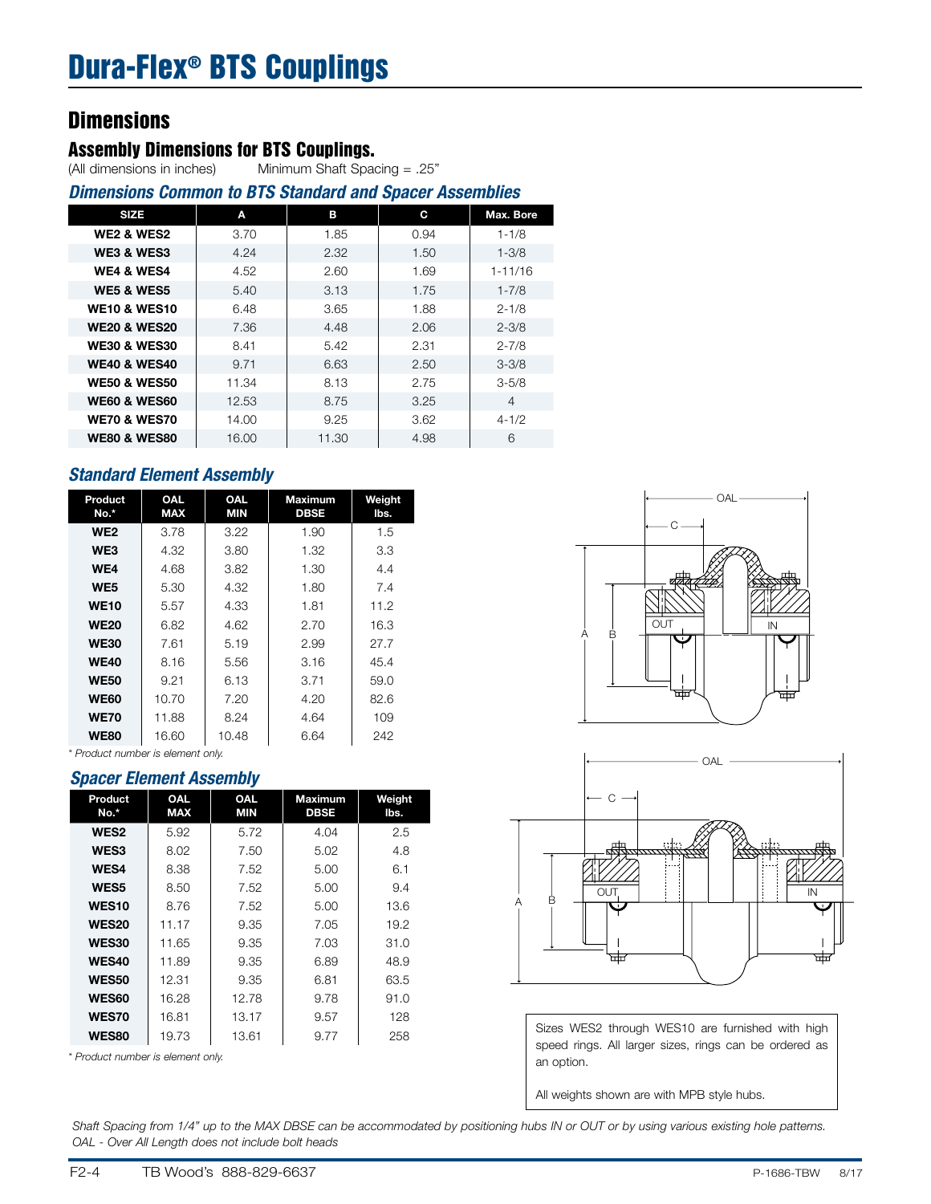# Dura-Flex® BTS Couplings

## Dimensions

### Assembly Dimensions for BTS Couplings.

(All dimensions in inches)   Minimum Shaft Spacing = .25"

### *Dimensions Common to BTS Standard and Spacer Assemblies*

| SIZE | A | B | C | Max. Bore |
|---|---|---|---|---|
| WE2 & WES2 | 3.70 | 1.85 | 0.94 | 1-1/8 |
| WE3 & WES3 | 4.24 | 2.32 | 1.50 | 1-3/8 |
| WE4 & WES4 | 4.52 | 2.60 | 1.69 | 1-11/16 |
| WE5 & WES5 | 5.40 | 3.13 | 1.75 | 1-7/8 |
| WE10 & WES10 | 6.48 | 3.65 | 1.88 | 2-1/8 |
| WE20 & WES20 | 7.36 | 4.48 | 2.06 | 2-3/8 |
| WE30 & WES30 | 8.41 | 5.42 | 2.31 | 2-7/8 |
| WE40 & WES40 | 9.71 | 6.63 | 2.50 | 3-3/8 |
| WE50 & WES50 | 11.34 | 8.13 | 2.75 | 3-5/8 |
| WE60 & WES60 | 12.53 | 8.75 | 3.25 | 4 |
| WE70 & WES70 | 14.00 | 9.25 | 3.62 | 4-1/2 |
| WE80 & WES80 | 16.00 | 11.30 | 4.98 | 6 |

### *Standard Element Assembly*

| Product No.* | OAL MAX | OAL MIN | Maximum DBSE | Weight lbs. |
|---|---|---|---|---|
| WE2 | 3.78 | 3.22 | 1.90 | 1.5 |
| WE3 | 4.32 | 3.80 | 1.32 | 3.3 |
| WE4 | 4.68 | 3.82 | 1.30 | 4.4 |
| WE5 | 5.30 | 4.32 | 1.80 | 7.4 |
| WE10 | 5.57 | 4.33 | 1.81 | 11.2 |
| WE20 | 6.82 | 4.62 | 2.70 | 16.3 |
| WE30 | 7.61 | 5.19 | 2.99 | 27.7 |
| WE40 | 8.16 | 5.56 | 3.16 | 45.4 |
| WE50 | 9.21 | 6.13 | 3.71 | 59.0 |
| WE60 | 10.70 | 7.20 | 4.20 | 82.6 |
| WE70 | 11.88 | 8.24 | 4.64 | 109 |
| WE80 | 16.60 | 10.48 | 6.64 | 242 |

*\* Product number is element only.*

### *Spacer Element Assembly*

| Product No.* | OAL MAX | OAL MIN | Maximum DBSE | Weight lbs. |
|---|---|---|---|---|
| WES2 | 5.92 | 5.72 | 4.04 | 2.5 |
| WES3 | 8.02 | 7.50 | 5.02 | 4.8 |
| WES4 | 8.38 | 7.52 | 5.00 | 6.1 |
| WES5 | 8.50 | 7.52 | 5.00 | 9.4 |
| WES10 | 8.76 | 7.52 | 5.00 | 13.6 |
| WES20 | 11.17 | 9.35 | 7.05 | 19.2 |
| WES30 | 11.65 | 9.35 | 7.03 | 31.0 |
| WES40 | 11.89 | 9.35 | 6.89 | 48.9 |
| WES50 | 12.31 | 9.35 | 6.81 | 63.5 |
| WES60 | 16.28 | 12.78 | 9.78 | 91.0 |
| WES70 | 16.81 | 13.17 | 9.57 | 128 |
| WES80 | 19.73 | 13.61 | 9.77 | 258 |

*\* Product number is element only.*

Sizes WES2 through WES10 are furnished with high speed rings. All larger sizes, rings can be ordered as an option.

All weights shown are with MPB style hubs.

*Shaft Spacing from 1/4" up to the MAX DBSE can be accommodated by positioning hubs IN or OUT or by using various existing hole patterns.*
*OAL - Over All Length does not include bolt heads*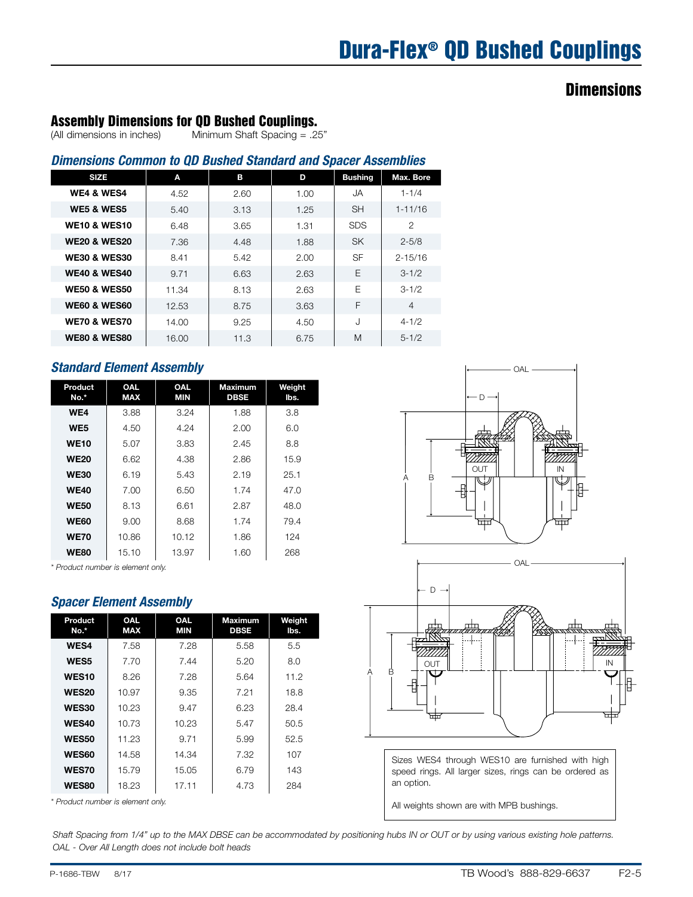# Dura-Flex® QD Bushed Couplings

## Dimensions

### Assembly Dimensions for QD Bushed Couplings.

(All dimensions in inches)  Minimum Shaft Spacing = .25"

#### *Dimensions Common to QD Bushed Standard and Spacer Assemblies*

| SIZE | A | B | D | Bushing | Max. Bore |
|---|---|---|---|---|---|
| **WE4 & WES4** | 4.52 | 2.60 | 1.00 | JA | 1-1/4 |
| **WE5 & WES5** | 5.40 | 3.13 | 1.25 | SH | 1-11/16 |
| **WE10 & WES10** | 6.48 | 3.65 | 1.31 | SDS | 2 |
| **WE20 & WES20** | 7.36 | 4.48 | 1.88 | SK | 2-5/8 |
| **WE30 & WES30** | 8.41 | 5.42 | 2.00 | SF | 2-15/16 |
| **WE40 & WES40** | 9.71 | 6.63 | 2.63 | E | 3-1/2 |
| **WE50 & WES50** | 11.34 | 8.13 | 2.63 | E | 3-1/2 |
| **WE60 & WES60** | 12.53 | 8.75 | 3.63 | F | 4 |
| **WE70 & WES70** | 14.00 | 9.25 | 4.50 | J | 4-1/2 |
| **WE80 & WES80** | 16.00 | 11.3 | 6.75 | M | 5-1/2 |

#### *Standard Element Assembly*

| Product No.* | OAL MAX | OAL MIN | Maximum DBSE | Weight lbs. |
|---|---|---|---|---|
| **WE4** | 3.88 | 3.24 | 1.88 | 3.8 |
| **WE5** | 4.50 | 4.24 | 2.00 | 6.0 |
| **WE10** | 5.07 | 3.83 | 2.45 | 8.8 |
| **WE20** | 6.62 | 4.38 | 2.86 | 15.9 |
| **WE30** | 6.19 | 5.43 | 2.19 | 25.1 |
| **WE40** | 7.00 | 6.50 | 1.74 | 47.0 |
| **WE50** | 8.13 | 6.61 | 2.87 | 48.0 |
| **WE60** | 9.00 | 8.68 | 1.74 | 79.4 |
| **WE70** | 10.86 | 10.12 | 1.86 | 124 |
| **WE80** | 15.10 | 13.97 | 1.60 | 268 |

*\* Product number is element only.*

#### *Spacer Element Assembly*

| Product No.* | OAL MAX | OAL MIN | Maximum DBSE | Weight lbs. |
|---|---|---|---|---|
| **WES4** | 7.58 | 7.28 | 5.58 | 5.5 |
| **WES5** | 7.70 | 7.44 | 5.20 | 8.0 |
| **WES10** | 8.26 | 7.28 | 5.64 | 11.2 |
| **WES20** | 10.97 | 9.35 | 7.21 | 18.8 |
| **WES30** | 10.23 | 9.47 | 6.23 | 28.4 |
| **WES40** | 10.73 | 10.23 | 5.47 | 50.5 |
| **WES50** | 11.23 | 9.71 | 5.99 | 52.5 |
| **WES60** | 14.58 | 14.34 | 7.32 | 107 |
| **WES70** | 15.79 | 15.05 | 6.79 | 143 |
| **WES80** | 18.23 | 17.11 | 4.73 | 284 |

*\* Product number is element only.*

Sizes WES4 through WES10 are furnished with high speed rings. All larger sizes, rings can be ordered as an option.

All weights shown are with MPB bushings.

*Shaft Spacing from 1/4" up to the MAX DBSE can be accommodated by positioning hubs IN or OUT or by using various existing hole patterns.*

*OAL - Over All Length does not include bolt heads*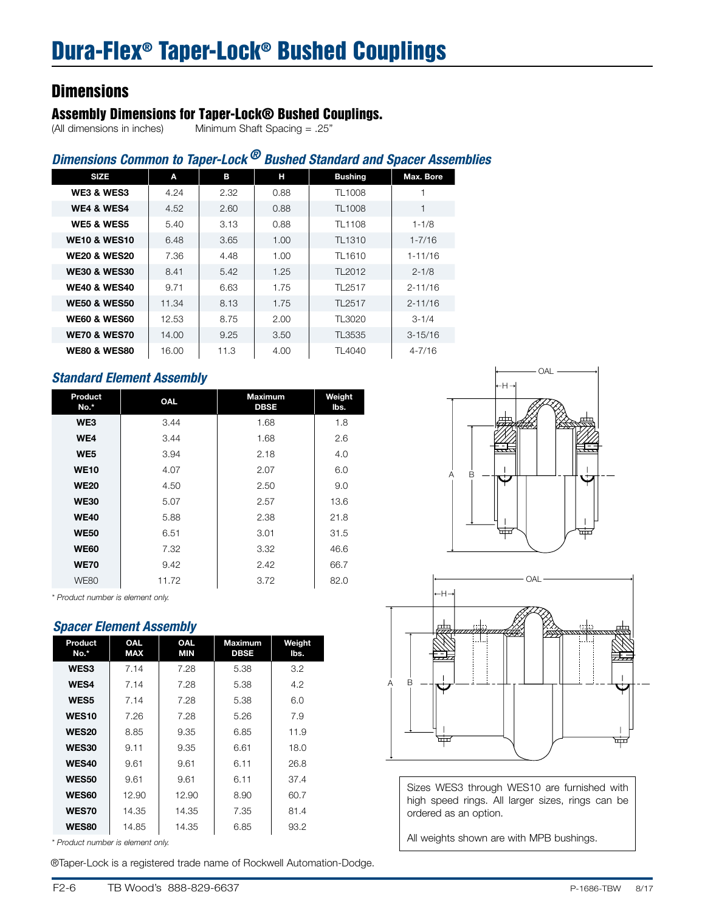# Dura-Flex® Taper-Lock® Bushed Couplings

## Dimensions

### Assembly Dimensions for Taper-Lock® Bushed Couplings.

(All dimensions in inches)    Minimum Shaft Spacing = .25"

### *Dimensions Common to Taper-Lock® Bushed Standard and Spacer Assemblies*

| SIZE | A | B | H | Bushing | Max. Bore |
|---|---|---|---|---|---|
| WE3 & WES3 | 4.24 | 2.32 | 0.88 | TL1008 | 1 |
| WE4 & WES4 | 4.52 | 2.60 | 0.88 | TL1008 | 1 |
| WE5 & WES5 | 5.40 | 3.13 | 0.88 | TL1108 | 1-1/8 |
| WE10 & WES10 | 6.48 | 3.65 | 1.00 | TL1310 | 1-7/16 |
| WE20 & WES20 | 7.36 | 4.48 | 1.00 | TL1610 | 1-11/16 |
| WE30 & WES30 | 8.41 | 5.42 | 1.25 | TL2012 | 2-1/8 |
| WE40 & WES40 | 9.71 | 6.63 | 1.75 | TL2517 | 2-11/16 |
| WE50 & WES50 | 11.34 | 8.13 | 1.75 | TL2517 | 2-11/16 |
| WE60 & WES60 | 12.53 | 8.75 | 2.00 | TL3020 | 3-1/4 |
| WE70 & WES70 | 14.00 | 9.25 | 3.50 | TL3535 | 3-15/16 |
| WE80 & WES80 | 16.00 | 11.3 | 4.00 | TL4040 | 4-7/16 |

### *Standard Element Assembly*

| Product No.* | OAL | Maximum DBSE | Weight lbs. |
|---|---|---|---|
| WE3 | 3.44 | 1.68 | 1.8 |
| WE4 | 3.44 | 1.68 | 2.6 |
| WE5 | 3.94 | 2.18 | 4.0 |
| WE10 | 4.07 | 2.07 | 6.0 |
| WE20 | 4.50 | 2.50 | 9.0 |
| WE30 | 5.07 | 2.57 | 13.6 |
| WE40 | 5.88 | 2.38 | 21.8 |
| WE50 | 6.51 | 3.01 | 31.5 |
| WE60 | 7.32 | 3.32 | 46.6 |
| WE70 | 9.42 | 2.42 | 66.7 |
| WE80 | 11.72 | 3.72 | 82.0 |

*\* Product number is element only.*

### *Spacer Element Assembly*

| Product No.* | OAL MAX | OAL MIN | Maximum DBSE | Weight lbs. |
|---|---|---|---|---|
| WES3 | 7.14 | 7.28 | 5.38 | 3.2 |
| WES4 | 7.14 | 7.28 | 5.38 | 4.2 |
| WES5 | 7.14 | 7.28 | 5.38 | 6.0 |
| WES10 | 7.26 | 7.28 | 5.26 | 7.9 |
| WES20 | 8.85 | 9.35 | 6.85 | 11.9 |
| WES30 | 9.11 | 9.35 | 6.61 | 18.0 |
| WES40 | 9.61 | 9.61 | 6.11 | 26.8 |
| WES50 | 9.61 | 9.61 | 6.11 | 37.4 |
| WES60 | 12.90 | 12.90 | 8.90 | 60.7 |
| WES70 | 14.35 | 14.35 | 7.35 | 81.4 |
| WES80 | 14.85 | 14.35 | 6.85 | 93.2 |

*\* Product number is element only.*

Sizes WES3 through WES10 are furnished with high speed rings. All larger sizes, rings can be ordered as an option.

All weights shown are with MPB bushings.

®Taper-Lock is a registered trade name of Rockwell Automation-Dodge.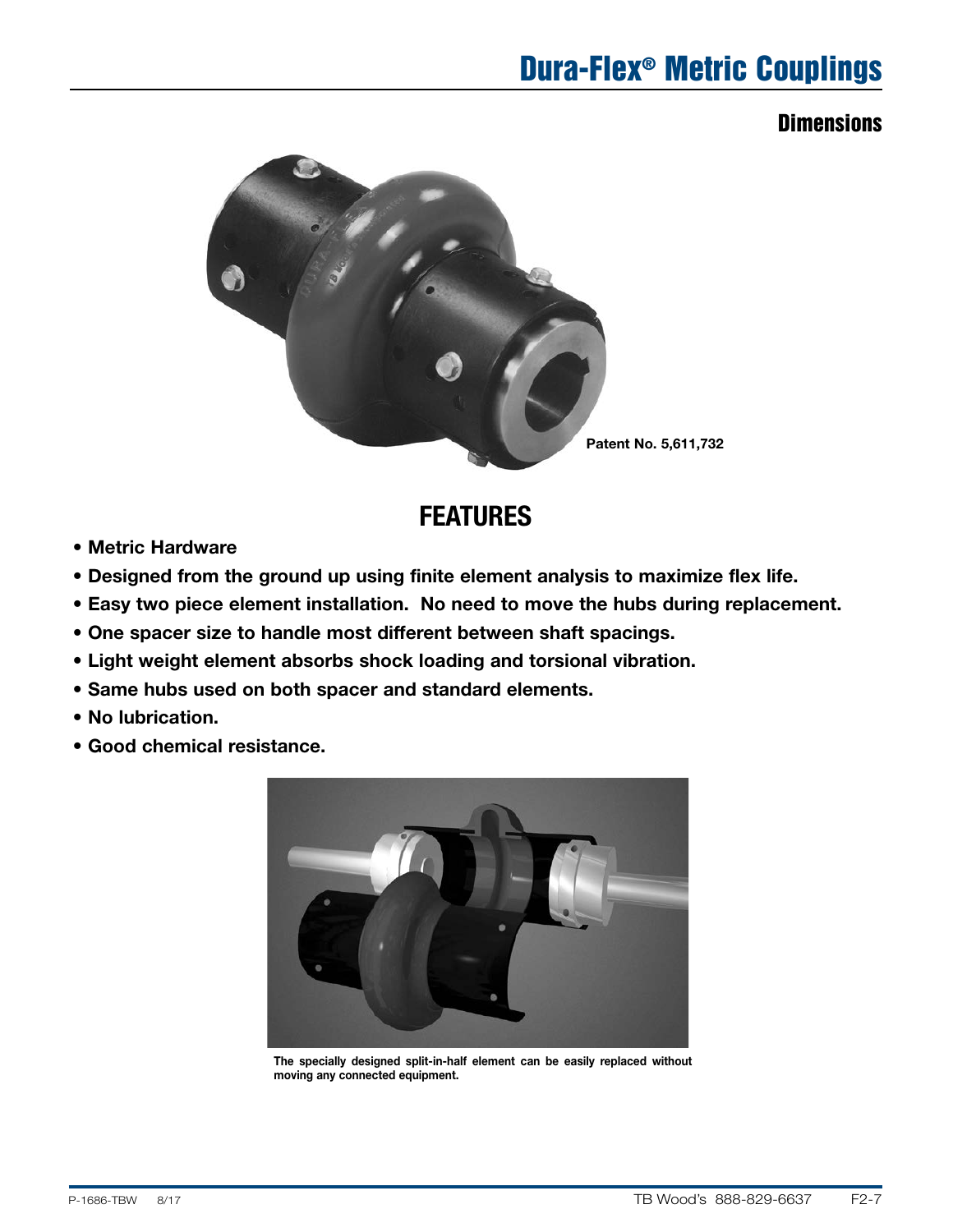# Dura-Flex® Metric Couplings

## Dimensions

Patent No. 5,611,732

## FEATURES

- **Metric Hardware**
- **Designed from the ground up using finite element analysis to maximize flex life.**
- **Easy two piece element installation. No need to move the hubs during replacement.**
- **One spacer size to handle most different between shaft spacings.**
- **Light weight element absorbs shock loading and torsional vibration.**
- **Same hubs used on both spacer and standard elements.**
- **No lubrication.**
- **Good chemical resistance.**

**The specially designed split-in-half element can be easily replaced without moving any connected equipment.**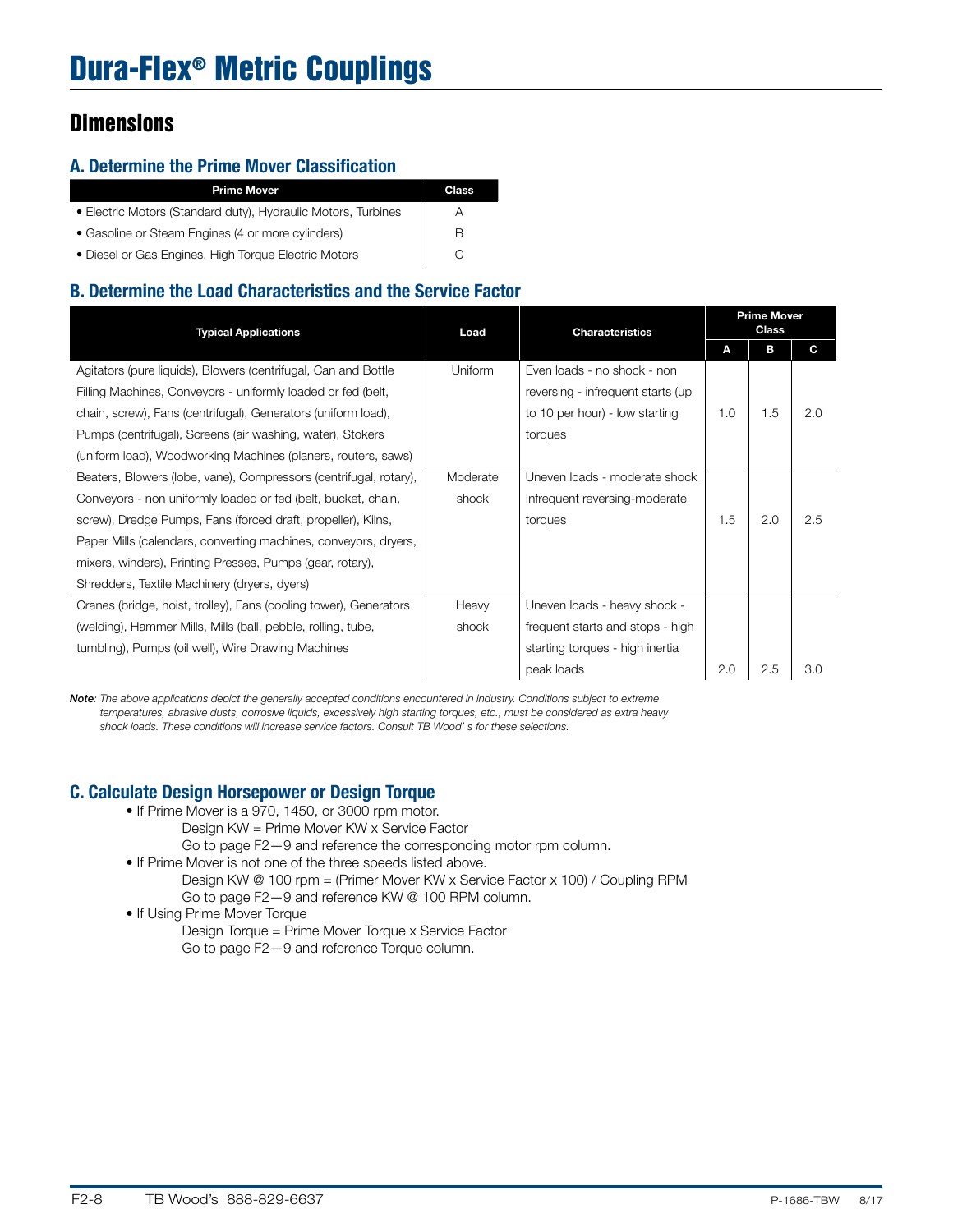# Dura-Flex® Metric Couplings

## Dimensions

### A. Determine the Prime Mover Classification

| Prime Mover | Class |
|---|---|
| • Electric Motors (Standard duty), Hydraulic Motors, Turbines | A |
| • Gasoline or Steam Engines (4 or more cylinders) | B |
| • Diesel or Gas Engines, High Torque Electric Motors | C |

### B. Determine the Load Characteristics and the Service Factor

| Typical Applications | Load | Characteristics | Prime Mover Class | | |
|---|---|---|---|---|---|
| | | | A | B | C |
| Agitators (pure liquids), Blowers (centrifugal, Can and Bottle Filling Machines, Conveyors - uniformly loaded or fed (belt, chain, screw), Fans (centrifugal), Generators (uniform load), Pumps (centrifugal), Screens (air washing, water), Stokers (uniform load), Woodworking Machines (planers, routers, saws) | Uniform | Even loads - no shock - non reversing - infrequent starts (up to 10 per hour) - low starting torques | 1.0 | 1.5 | 2.0 |
| Beaters, Blowers (lobe, vane), Compressors (centrifugal, rotary), Conveyors - non uniformly loaded or fed (belt, bucket, chain, screw), Dredge Pumps, Fans (forced draft, propeller), Kilns, Paper Mills (calendars, converting machines, conveyors, dryers, mixers, winders), Printing Presses, Pumps (gear, rotary), Shredders, Textile Machinery (dryers, dyers) | Moderate shock | Uneven loads - moderate shock Infrequent reversing-moderate torques | 1.5 | 2.0 | 2.5 |
| Cranes (bridge, hoist, trolley), Fans (cooling tower), Generators (welding), Hammer Mills, Mills (ball, pebble, rolling, tube, tumbling), Pumps (oil well), Wire Drawing Machines | Heavy shock | Uneven loads - heavy shock - frequent starts and stops - high starting torques - high inertia peak loads | 2.0 | 2.5 | 3.0 |

***Note**: The above applications depict the generally accepted conditions encountered in industry. Conditions subject to extreme temperatures, abrasive dusts, corrosive liquids, excessively high starting torques, etc., must be considered as extra heavy shock loads. These conditions will increase service factors. Consult TB Wood' s for these selections.*

### C. Calculate Design Horsepower or Design Torque

- If Prime Mover is a 970, 1450, or 3000 rpm motor.
  - Design KW = Prime Mover KW x Service Factor
  - Go to page F2—9 and reference the corresponding motor rpm column.
- If Prime Mover is not one of the three speeds listed above.
  - Design KW @ 100 rpm = (Primer Mover KW x Service Factor x 100) / Coupling RPM
  - Go to page F2—9 and reference KW @ 100 RPM column.
- If Using Prime Mover Torque
  - Design Torque = Prime Mover Torque x Service Factor
  - Go to page F2—9 and reference Torque column.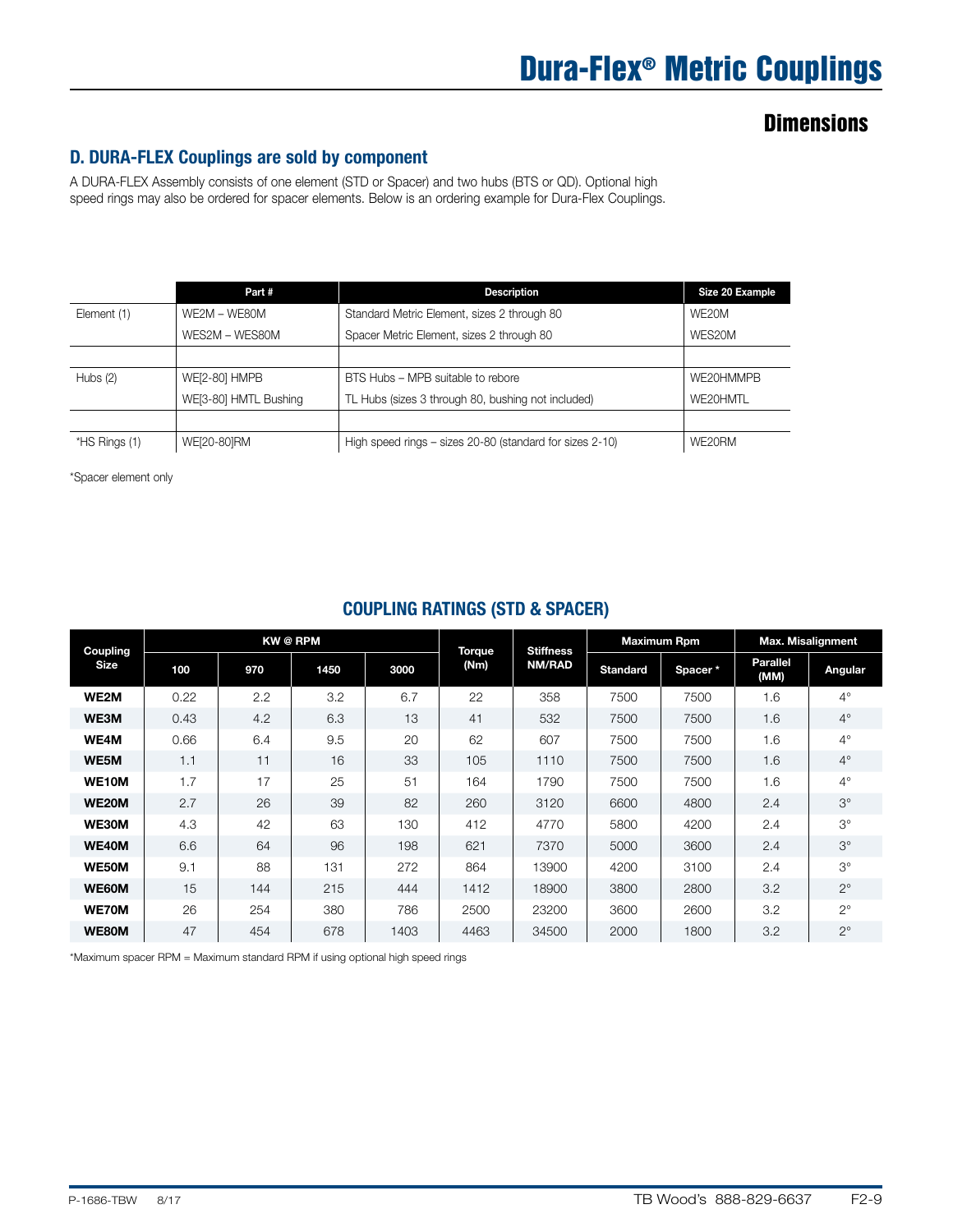# Dura-Flex® Metric Couplings

## Dimensions

### D. DURA-FLEX Couplings are sold by component

A DURA-FLEX Assembly consists of one element (STD or Spacer) and two hubs (BTS or QD). Optional high speed rings may also be ordered for spacer elements. Below is an ordering example for Dura-Flex Couplings.

| | Part # | Description | Size 20 Example |
|---|---|---|---|
| Element (1) | WE2M – WE80M | Standard Metric Element, sizes 2 through 80 | WE20M |
| | WES2M – WES80M | Spacer Metric Element, sizes 2 through 80 | WES20M |
| | | | |
| Hubs (2) | WE[2-80] HMPB | BTS Hubs – MPB suitable to rebore | WE20HMMPB |
| | WE[3-80] HMTL Bushing | TL Hubs (sizes 3 through 80, bushing not included) | WE20HMTL |
| | | | |
| *HS Rings (1) | WE[20-80]RM | High speed rings – sizes 20-80 (standard for sizes 2-10) | WE20RM |

*Spacer element only

### COUPLING RATINGS (STD & SPACER)

| Coupling Size | KW @ RPM | | | | Torque (Nm) | Stiffness NM/RAD | Maximum Rpm | | Max. Misalignment | |
|---|---|---|---|---|---|---|---|---|---|---|
| | 100 | 970 | 1450 | 3000 | | | Standard | Spacer * | Parallel (MM) | Angular |
| **WE2M** | 0.22 | 2.2 | 3.2 | 6.7 | 22 | 358 | 7500 | 7500 | 1.6 | 4° |
| **WE3M** | 0.43 | 4.2 | 6.3 | 13 | 41 | 532 | 7500 | 7500 | 1.6 | 4° |
| **WE4M** | 0.66 | 6.4 | 9.5 | 20 | 62 | 607 | 7500 | 7500 | 1.6 | 4° |
| **WE5M** | 1.1 | 11 | 16 | 33 | 105 | 1110 | 7500 | 7500 | 1.6 | 4° |
| **WE10M** | 1.7 | 17 | 25 | 51 | 164 | 1790 | 7500 | 7500 | 1.6 | 4° |
| **WE20M** | 2.7 | 26 | 39 | 82 | 260 | 3120 | 6600 | 4800 | 2.4 | 3° |
| **WE30M** | 4.3 | 42 | 63 | 130 | 412 | 4770 | 5800 | 4200 | 2.4 | 3° |
| **WE40M** | 6.6 | 64 | 96 | 198 | 621 | 7370 | 5000 | 3600 | 2.4 | 3° |
| **WE50M** | 9.1 | 88 | 131 | 272 | 864 | 13900 | 4200 | 3100 | 2.4 | 3° |
| **WE60M** | 15 | 144 | 215 | 444 | 1412 | 18900 | 3800 | 2800 | 3.2 | 2° |
| **WE70M** | 26 | 254 | 380 | 786 | 2500 | 23200 | 3600 | 2600 | 3.2 | 2° |
| **WE80M** | 47 | 454 | 678 | 1403 | 4463 | 34500 | 2000 | 1800 | 3.2 | 2° |

*Maximum spacer RPM = Maximum standard RPM if using optional high speed rings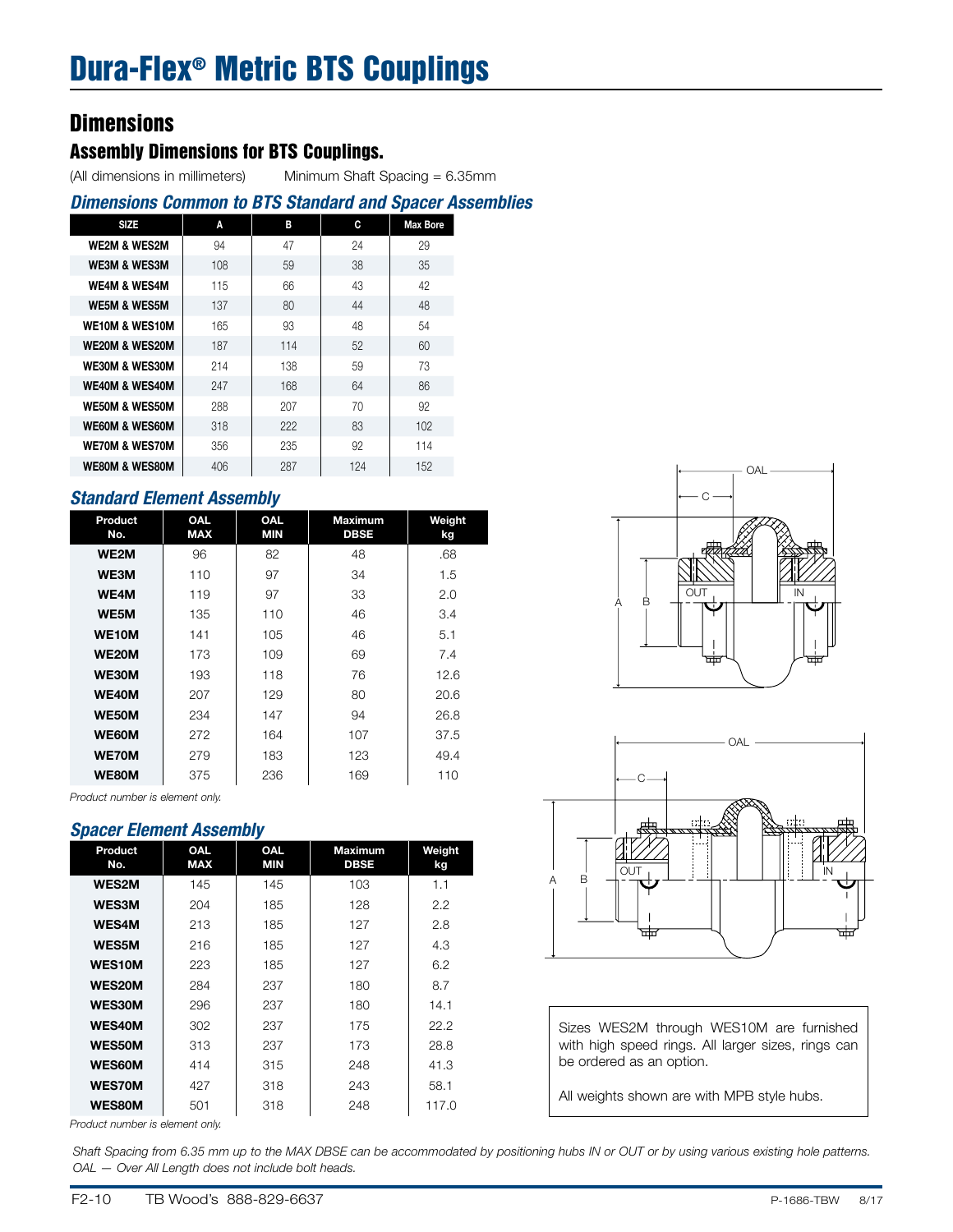# Dura-Flex® Metric BTS Couplings

## Dimensions

### Assembly Dimensions for BTS Couplings.

(All dimensions in millimeters)   Minimum Shaft Spacing = 6.35mm

#### *Dimensions Common to BTS Standard and Spacer Assemblies*

| SIZE | A | B | C | Max Bore |
|---|---|---|---|---|
| WE2M & WES2M | 94 | 47 | 24 | 29 |
| WE3M & WES3M | 108 | 59 | 38 | 35 |
| WE4M & WES4M | 115 | 66 | 43 | 42 |
| WE5M & WES5M | 137 | 80 | 44 | 48 |
| WE10M & WES10M | 165 | 93 | 48 | 54 |
| WE20M & WES20M | 187 | 114 | 52 | 60 |
| WE30M & WES30M | 214 | 138 | 59 | 73 |
| WE40M & WES40M | 247 | 168 | 64 | 86 |
| WE50M & WES50M | 288 | 207 | 70 | 92 |
| WE60M & WES60M | 318 | 222 | 83 | 102 |
| WE70M & WES70M | 356 | 235 | 92 | 114 |
| WE80M & WES80M | 406 | 287 | 124 | 152 |

#### *Standard Element Assembly*

| Product No. | OAL MAX | OAL MIN | Maximum DBSE | Weight kg |
|---|---|---|---|---|
| WE2M | 96 | 82 | 48 | .68 |
| WE3M | 110 | 97 | 34 | 1.5 |
| WE4M | 119 | 97 | 33 | 2.0 |
| WE5M | 135 | 110 | 46 | 3.4 |
| WE10M | 141 | 105 | 46 | 5.1 |
| WE20M | 173 | 109 | 69 | 7.4 |
| WE30M | 193 | 118 | 76 | 12.6 |
| WE40M | 207 | 129 | 80 | 20.6 |
| WE50M | 234 | 147 | 94 | 26.8 |
| WE60M | 272 | 164 | 107 | 37.5 |
| WE70M | 279 | 183 | 123 | 49.4 |
| WE80M | 375 | 236 | 169 | 110 |

*Product number is element only.*

#### *Spacer Element Assembly*

| Product No. | OAL MAX | OAL MIN | Maximum DBSE | Weight kg |
|---|---|---|---|---|
| WES2M | 145 | 145 | 103 | 1.1 |
| WES3M | 204 | 185 | 128 | 2.2 |
| WES4M | 213 | 185 | 127 | 2.8 |
| WES5M | 216 | 185 | 127 | 4.3 |
| WES10M | 223 | 185 | 127 | 6.2 |
| WES20M | 284 | 237 | 180 | 8.7 |
| WES30M | 296 | 237 | 180 | 14.1 |
| WES40M | 302 | 237 | 175 | 22.2 |
| WES50M | 313 | 237 | 173 | 28.8 |
| WES60M | 414 | 315 | 248 | 41.3 |
| WES70M | 427 | 318 | 243 | 58.1 |
| WES80M | 501 | 318 | 248 | 117.0 |

*Product number is element only.*

Sizes WES2M through WES10M are furnished with high speed rings. All larger sizes, rings can be ordered as an option.

All weights shown are with MPB style hubs.

*Shaft Spacing from 6.35 mm up to the MAX DBSE can be accommodated by positioning hubs IN or OUT or by using various existing hole patterns.*
*OAL — Over All Length does not include bolt heads.*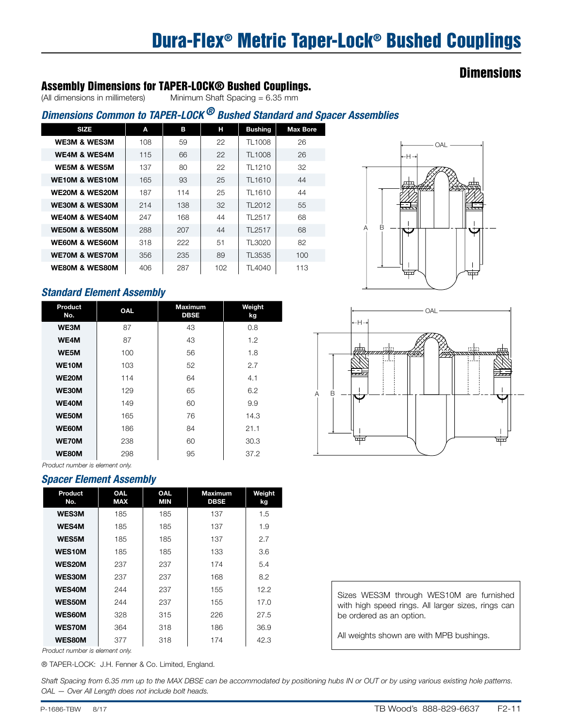# Dura-Flex® Metric Taper-Lock® Bushed Couplings

## Dimensions

### Assembly Dimensions for TAPER-LOCK® Bushed Couplings.

(All dimensions in millimeters)  Minimum Shaft Spacing = 6.35 mm

### *Dimensions Common to TAPER-LOCK® Bushed Standard and Spacer Assemblies*

| SIZE | A | B | H | Bushing | Max Bore |
|---|---|---|---|---|---|
| WE3M & WES3M | 108 | 59 | 22 | TL1008 | 26 |
| WE4M & WES4M | 115 | 66 | 22 | TL1008 | 26 |
| WE5M & WES5M | 137 | 80 | 22 | TL1210 | 32 |
| WE10M & WES10M | 165 | 93 | 25 | TL1610 | 44 |
| WE20M & WES20M | 187 | 114 | 25 | TL1610 | 44 |
| WE30M & WES30M | 214 | 138 | 32 | TL2012 | 55 |
| WE40M & WES40M | 247 | 168 | 44 | TL2517 | 68 |
| WE50M & WES50M | 288 | 207 | 44 | TL2517 | 68 |
| WE60M & WES60M | 318 | 222 | 51 | TL3020 | 82 |
| WE70M & WES70M | 356 | 235 | 89 | TL3535 | 100 |
| WE80M & WES80M | 406 | 287 | 102 | TL4040 | 113 |

### *Standard Element Assembly*

| Product No. | OAL | Maximum DBSE | Weight kg |
|---|---|---|---|
| WE3M | 87 | 43 | 0.8 |
| WE4M | 87 | 43 | 1.2 |
| WE5M | 100 | 56 | 1.8 |
| WE10M | 103 | 52 | 2.7 |
| WE20M | 114 | 64 | 4.1 |
| WE30M | 129 | 65 | 6.2 |
| WE40M | 149 | 60 | 9.9 |
| WE50M | 165 | 76 | 14.3 |
| WE60M | 186 | 84 | 21.1 |
| WE70M | 238 | 60 | 30.3 |
| WE80M | 298 | 95 | 37.2 |

*Product number is element only.*

### *Spacer Element Assembly*

| Product No. | OAL MAX | OAL MIN | Maximum DBSE | Weight kg |
|---|---|---|---|---|
| WES3M | 185 | 185 | 137 | 1.5 |
| WES4M | 185 | 185 | 137 | 1.9 |
| WES5M | 185 | 185 | 137 | 2.7 |
| WES10M | 185 | 185 | 133 | 3.6 |
| WES20M | 237 | 237 | 174 | 5.4 |
| WES30M | 237 | 237 | 168 | 8.2 |
| WES40M | 244 | 237 | 155 | 12.2 |
| WES50M | 244 | 237 | 155 | 17.0 |
| WES60M | 328 | 315 | 226 | 27.5 |
| WES70M | 364 | 318 | 186 | 36.9 |
| WES80M | 377 | 318 | 174 | 42.3 |

*Product number is element only.*

Sizes WES3M through WES10M are furnished with high speed rings. All larger sizes, rings can be ordered as an option.

All weights shown are with MPB bushings.

® TAPER-LOCK: J.H. Fenner & Co. Limited, England.

*Shaft Spacing from 6.35 mm up to the MAX DBSE can be accommodated by positioning hubs IN or OUT or by using various existing hole patterns.*
*OAL — Over All Length does not include bolt heads.*

P-1686-TBW 8/17 TB Wood's 888-829-6637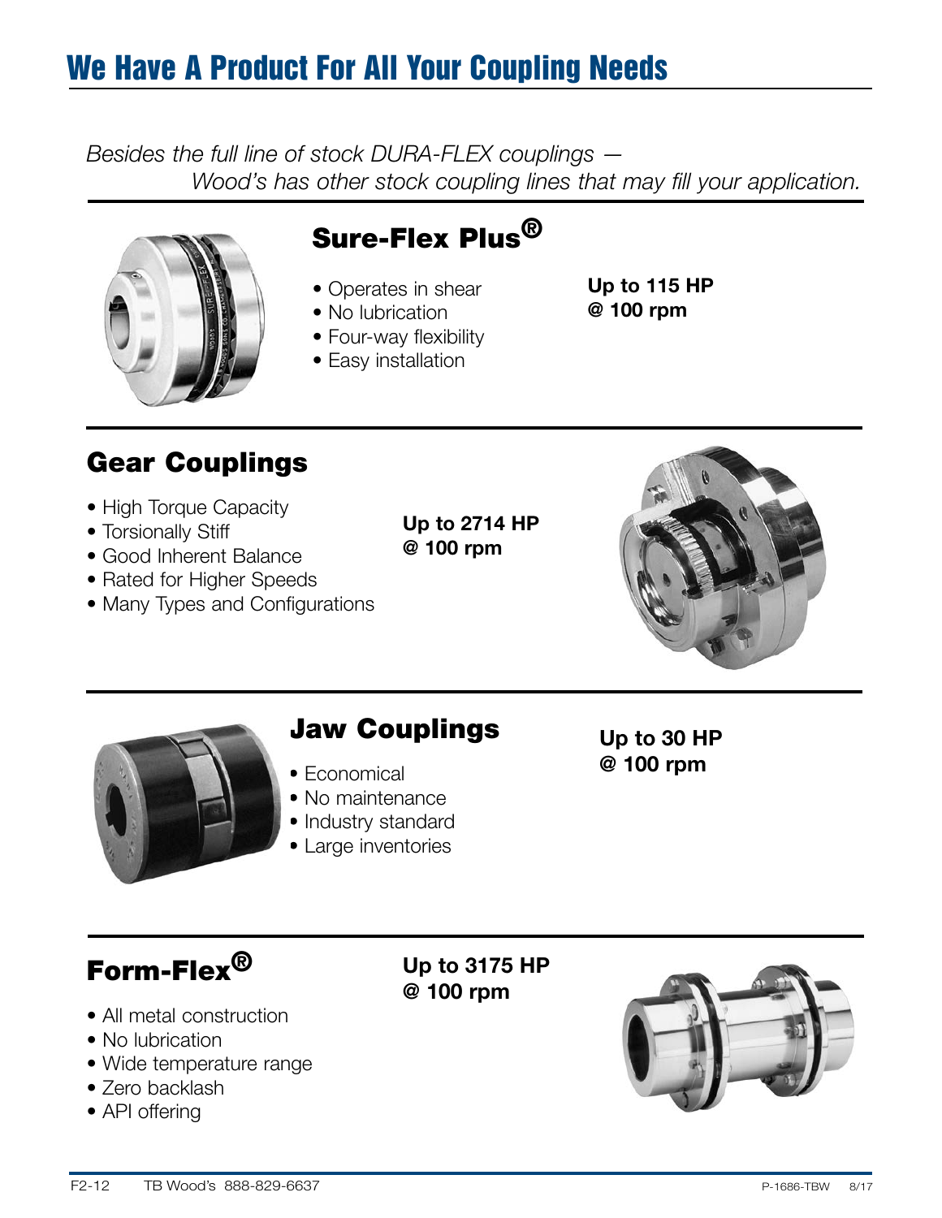# We Have A Product For All Your Coupling Needs

*Besides the full line of stock DURA-FLEX couplings —*
*Wood's has other stock coupling lines that may fill your application.*

## Sure-Flex Plus®

- Operates in shear
- No lubrication
- Four-way flexibility
- Easy installation

**Up to 115 HP @ 100 rpm**

## Gear Couplings

- High Torque Capacity
- Torsionally Stiff
- Good Inherent Balance
- Rated for Higher Speeds
- Many Types and Configurations

**Up to 2714 HP @ 100 rpm**

## Jaw Couplings

- Economical
- No maintenance
- Industry standard
- Large inventories

**Up to 30 HP @ 100 rpm**

## Form-Flex®

- All metal construction
- No lubrication
- Wide temperature range
- Zero backlash
- API offering

**Up to 3175 HP @ 100 rpm**